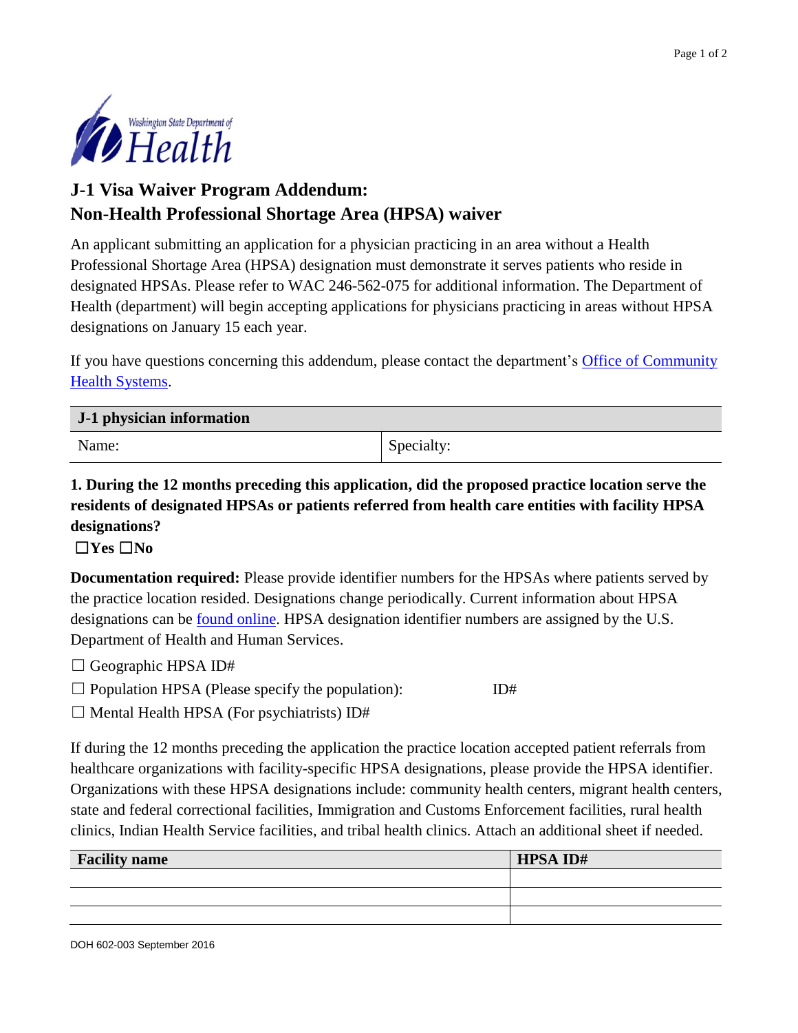Washington State Department of Health

# J-1 Visa Waiver Program Addendum: Non-Health Professional Shortage Area (HPSA) waiver

An applicant submitting an application for a physician practicing in an area without a Health Professional Shortage Area (HPSA) designation must demonstrate it serves patients who reside in designated HPSAs. Please refer to WAC 246-562-075 for additional information. The Department of Health (department) will begin accepting applications for physicians practicing in areas without HPSA designations on January 15 each year.

If you have questions concerning this addendum, please contact the department's Office of Community Health Systems.

| J-1 physician information | |
|---|---|
| Name: | Specialty: |

**1. During the 12 months preceding this application, did the proposed practice location serve the residents of designated HPSAs or patients referred from health care entities with facility HPSA designations?**

**☐Yes ☐No**

**Documentation required:** Please provide identifier numbers for the HPSAs where patients served by the practice location resided. Designations change periodically. Current information about HPSA designations can be found online. HPSA designation identifier numbers are assigned by the U.S. Department of Health and Human Services.

☐ Geographic HPSA ID#

☐ Population HPSA (Please specify the population): ID#

☐ Mental Health HPSA (For psychiatrists) ID#

If during the 12 months preceding the application the practice location accepted patient referrals from healthcare organizations with facility-specific HPSA designations, please provide the HPSA identifier. Organizations with these HPSA designations include: community health centers, migrant health centers, state and federal correctional facilities, Immigration and Customs Enforcement facilities, rural health clinics, Indian Health Service facilities, and tribal health clinics. Attach an additional sheet if needed.

| Facility name | HPSA ID# |
|---|---|
| | |
| | |
| | |

DOH 602-003 September 2016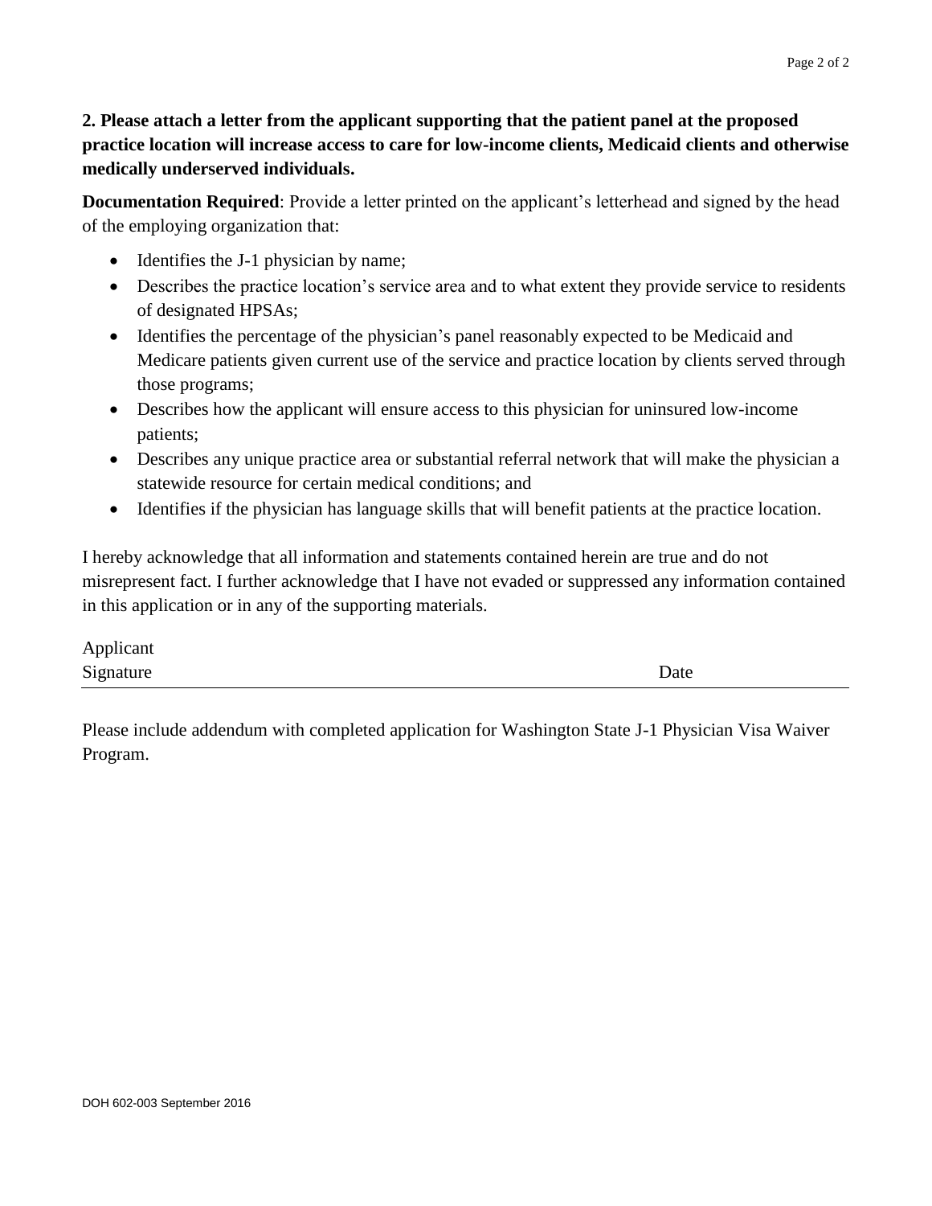**2. Please attach a letter from the applicant supporting that the patient panel at the proposed practice location will increase access to care for low-income clients, Medicaid clients and otherwise medically underserved individuals.**

**Documentation Required**: Provide a letter printed on the applicant's letterhead and signed by the head of the employing organization that:

- Identifies the J-1 physician by name;
- Describes the practice location's service area and to what extent they provide service to residents of designated HPSAs;
- Identifies the percentage of the physician's panel reasonably expected to be Medicaid and Medicare patients given current use of the service and practice location by clients served through those programs;
- Describes how the applicant will ensure access to this physician for uninsured low-income patients;
- Describes any unique practice area or substantial referral network that will make the physician a statewide resource for certain medical conditions; and
- Identifies if the physician has language skills that will benefit patients at the practice location.

I hereby acknowledge that all information and statements contained herein are true and do not misrepresent fact. I further acknowledge that I have not evaded or suppressed any information contained in this application or in any of the supporting materials.

Applicant Signature _______________________________ Date ______________

Please include addendum with completed application for Washington State J-1 Physician Visa Waiver Program.

DOH 602-003 September 2016